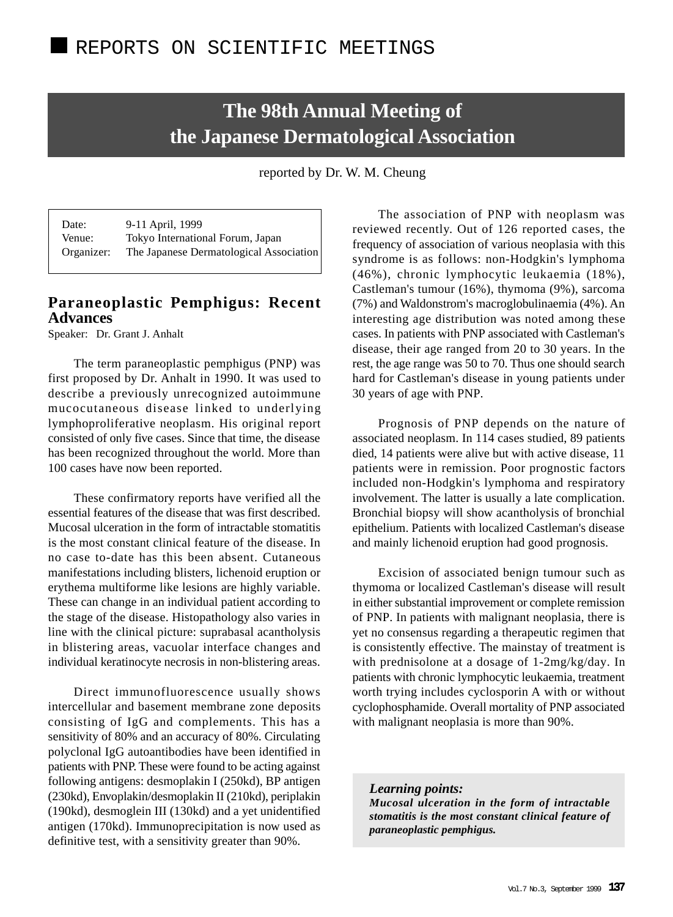■ REPORTS ON SCIENTIFIC MEETINGS

# The 98th Annual Meeting of the Japanese Dermatological Association

reported by Dr. W. M. Cheung

| | |
|---|---|
| Date: | 9-11 April, 1999 |
| Venue: | Tokyo International Forum, Japan |
| Organizer: | The Japanese Dermatological Association |

## Paraneoplastic Pemphigus: Recent Advances

Speaker: Dr. Grant J. Anhalt

The term paraneoplastic pemphigus (PNP) was first proposed by Dr. Anhalt in 1990. It was used to describe a previously unrecognized autoimmune mucocutaneous disease linked to underlying lymphoproliferative neoplasm. His original report consisted of only five cases. Since that time, the disease has been recognized throughout the world. More than 100 cases have now been reported.

These confirmatory reports have verified all the essential features of the disease that was first described. Mucosal ulceration in the form of intractable stomatitis is the most constant clinical feature of the disease. In no case to-date has this been absent. Cutaneous manifestations including blisters, lichenoid eruption or erythema multiforme like lesions are highly variable. These can change in an individual patient according to the stage of the disease. Histopathology also varies in line with the clinical picture: suprabasal acantholysis in blistering areas, vacuolar interface changes and individual keratinocyte necrosis in non-blistering areas.

Direct immunofluorescence usually shows intercellular and basement membrane zone deposits consisting of IgG and complements. This has a sensitivity of 80% and an accuracy of 80%. Circulating polyclonal IgG autoantibodies have been identified in patients with PNP. These were found to be acting against following antigens: desmoplakin I (250kd), BP antigen (230kd), Envoplakin/desmoplakin II (210kd), periplakin (190kd), desmoglein III (130kd) and a yet unidentified antigen (170kd). Immunoprecipitation is now used as definitive test, with a sensitivity greater than 90%.

The association of PNP with neoplasm was reviewed recently. Out of 126 reported cases, the frequency of association of various neoplasia with this syndrome is as follows: non-Hodgkin's lymphoma (46%), chronic lymphocytic leukaemia (18%), Castleman's tumour (16%), thymoma (9%), sarcoma (7%) and Waldonstrom's macroglobulinaemia (4%). An interesting age distribution was noted among these cases. In patients with PNP associated with Castleman's disease, their age ranged from 20 to 30 years. In the rest, the age range was 50 to 70. Thus one should search hard for Castleman's disease in young patients under 30 years of age with PNP.

Prognosis of PNP depends on the nature of associated neoplasm. In 114 cases studied, 89 patients died, 14 patients were alive but with active disease, 11 patients were in remission. Poor prognostic factors included non-Hodgkin's lymphoma and respiratory involvement. The latter is usually a late complication. Bronchial biopsy will show acantholysis of bronchial epithelium. Patients with localized Castleman's disease and mainly lichenoid eruption had good prognosis.

Excision of associated benign tumour such as thymoma or localized Castleman's disease will result in either substantial improvement or complete remission of PNP. In patients with malignant neoplasia, there is yet no consensus regarding a therapeutic regimen that is consistently effective. The mainstay of treatment is with prednisolone at a dosage of 1-2mg/kg/day. In patients with chronic lymphocytic leukaemia, treatment worth trying includes cyclosporin A with or without cyclophosphamide. Overall mortality of PNP associated with malignant neoplasia is more than 90%.

> ***Learning points:***
> ***Mucosal ulceration in the form of intractable stomatitis is the most constant clinical feature of paraneoplastic pemphigus.***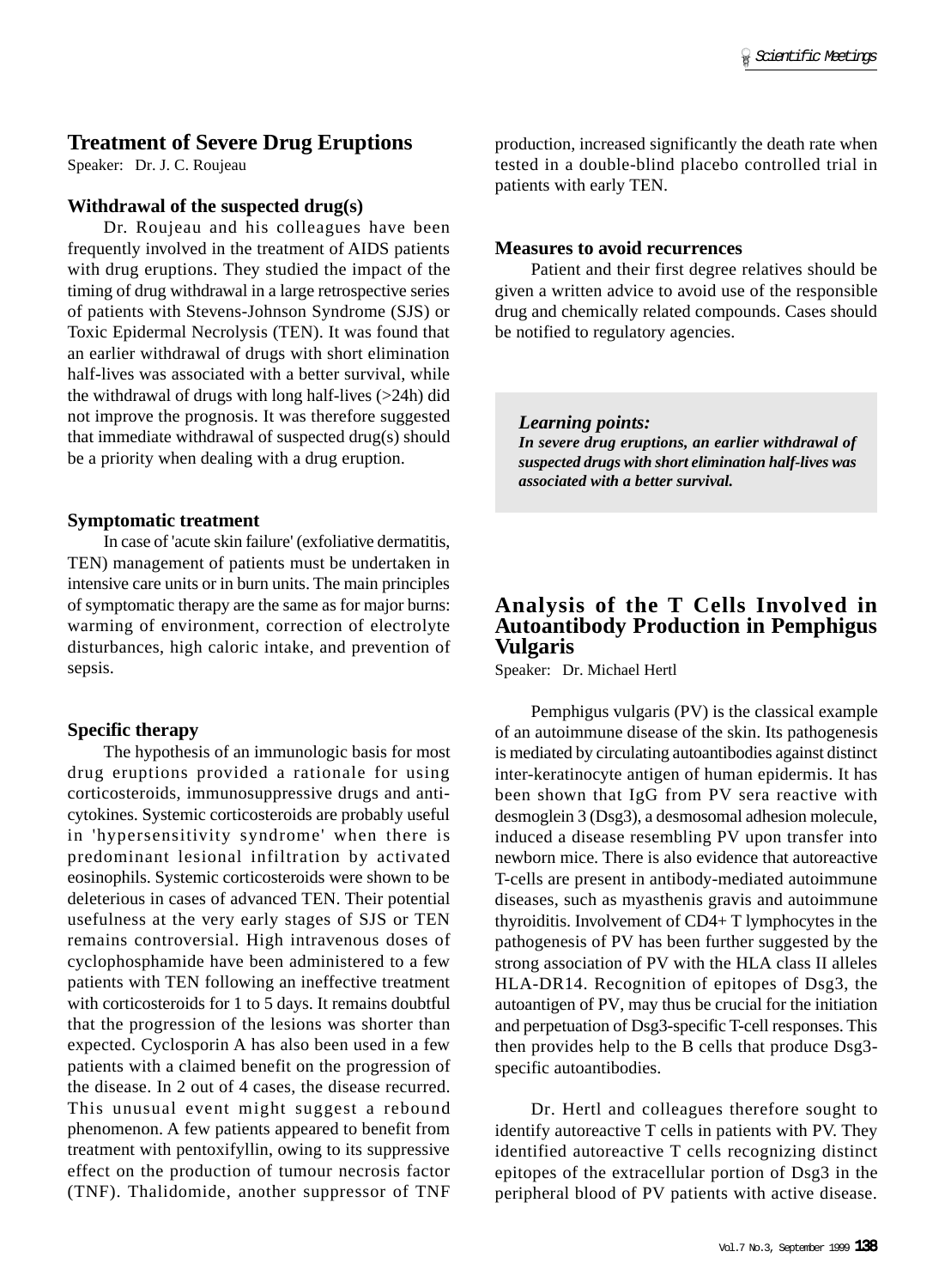## Treatment of Severe Drug Eruptions

Speaker: Dr. J. C. Roujeau

### Withdrawal of the suspected drug(s)

Dr. Roujeau and his colleagues have been frequently involved in the treatment of AIDS patients with drug eruptions. They studied the impact of the timing of drug withdrawal in a large retrospective series of patients with Stevens-Johnson Syndrome (SJS) or Toxic Epidermal Necrolysis (TEN). It was found that an earlier withdrawal of drugs with short elimination half-lives was associated with a better survival, while the withdrawal of drugs with long half-lives (>24h) did not improve the prognosis. It was therefore suggested that immediate withdrawal of suspected drug(s) should be a priority when dealing with a drug eruption.

### Symptomatic treatment

In case of 'acute skin failure' (exfoliative dermatitis, TEN) management of patients must be undertaken in intensive care units or in burn units. The main principles of symptomatic therapy are the same as for major burns: warming of environment, correction of electrolyte disturbances, high caloric intake, and prevention of sepsis.

### Specific therapy

The hypothesis of an immunologic basis for most drug eruptions provided a rationale for using corticosteroids, immunosuppressive drugs and anti-cytokines. Systemic corticosteroids are probably useful in 'hypersensitivity syndrome' when there is predominant lesional infiltration by activated eosinophils. Systemic corticosteroids were shown to be deleterious in cases of advanced TEN. Their potential usefulness at the very early stages of SJS or TEN remains controversial. High intravenous doses of cyclophosphamide have been administered to a few patients with TEN following an ineffective treatment with corticosteroids for 1 to 5 days. It remains doubtful that the progression of the lesions was shorter than expected. Cyclosporin A has also been used in a few patients with a claimed benefit on the progression of the disease. In 2 out of 4 cases, the disease recurred. This unusual event might suggest a rebound phenomenon. A few patients appeared to benefit from treatment with pentoxifyllin, owing to its suppressive effect on the production of tumour necrosis factor (TNF). Thalidomide, another suppressor of TNF production, increased significantly the death rate when tested in a double-blind placebo controlled trial in patients with early TEN.

### Measures to avoid recurrences

Patient and their first degree relatives should be given a written advice to avoid use of the responsible drug and chemically related compounds. Cases should be notified to regulatory agencies.

> ***Learning points:***
> ***In severe drug eruptions, an earlier withdrawal of suspected drugs with short elimination half-lives was associated with a better survival.***

## Analysis of the T Cells Involved in Autoantibody Production in Pemphigus Vulgaris

Speaker: Dr. Michael Hertl

Pemphigus vulgaris (PV) is the classical example of an autoimmune disease of the skin. Its pathogenesis is mediated by circulating autoantibodies against distinct inter-keratinocyte antigen of human epidermis. It has been shown that IgG from PV sera reactive with desmoglein 3 (Dsg3), a desmosomal adhesion molecule, induced a disease resembling PV upon transfer into newborn mice. There is also evidence that autoreactive T-cells are present in antibody-mediated autoimmune diseases, such as myasthenis gravis and autoimmune thyroiditis. Involvement of CD4+ T lymphocytes in the pathogenesis of PV has been further suggested by the strong association of PV with the HLA class II alleles HLA-DR14. Recognition of epitopes of Dsg3, the autoantigen of PV, may thus be crucial for the initiation and perpetuation of Dsg3-specific T-cell responses. This then provides help to the B cells that produce Dsg3-specific autoantibodies.

Dr. Hertl and colleagues therefore sought to identify autoreactive T cells in patients with PV. They identified autoreactive T cells recognizing distinct epitopes of the extracellular portion of Dsg3 in the peripheral blood of PV patients with active disease.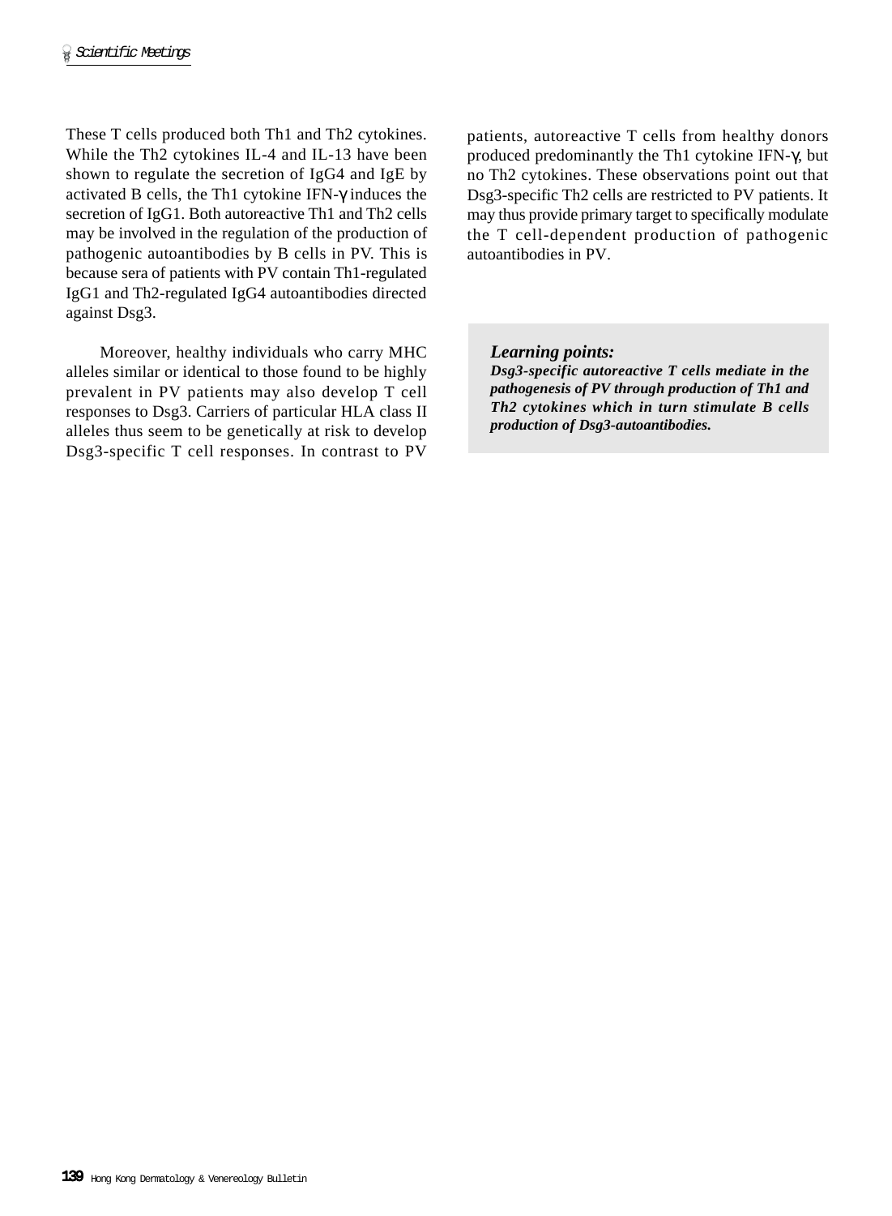These T cells produced both Th1 and Th2 cytokines. While the Th2 cytokines IL-4 and IL-13 have been shown to regulate the secretion of IgG4 and IgE by activated B cells, the Th1 cytokine IFN-γ induces the secretion of IgG1. Both autoreactive Th1 and Th2 cells may be involved in the regulation of the production of pathogenic autoantibodies by B cells in PV. This is because sera of patients with PV contain Th1-regulated IgG1 and Th2-regulated IgG4 autoantibodies directed against Dsg3.

Moreover, healthy individuals who carry MHC alleles similar or identical to those found to be highly prevalent in PV patients may also develop T cell responses to Dsg3. Carriers of particular HLA class II alleles thus seem to be genetically at risk to develop Dsg3-specific T cell responses. In contrast to PV patients, autoreactive T cells from healthy donors produced predominantly the Th1 cytokine IFN-γ, but no Th2 cytokines. These observations point out that Dsg3-specific Th2 cells are restricted to PV patients. It may thus provide primary target to specifically modulate the T cell-dependent production of pathogenic autoantibodies in PV.

***Learning points:***

***Dsg3-specific autoreactive T cells mediate in the pathogenesis of PV through production of Th1 and Th2 cytokines which in turn stimulate B cells production of Dsg3-autoantibodies.***